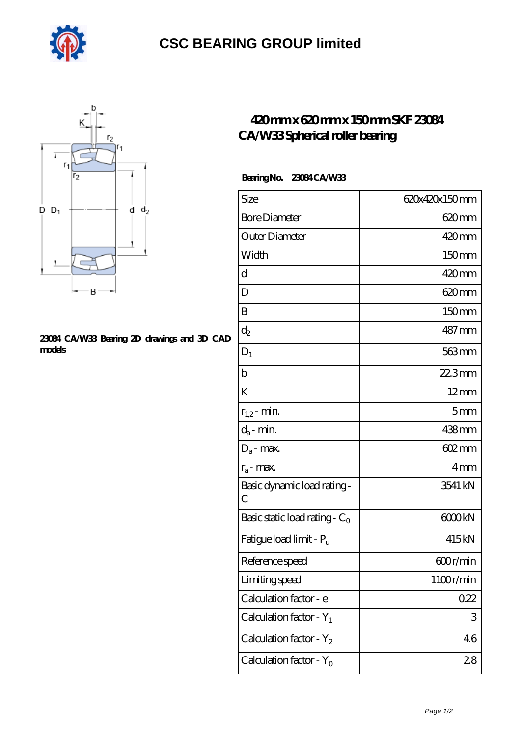# CSC BEARING GROUP limited

## 420mm x 620mm x 150mm SKF 23084 CA/W33 Spherical roller bearing

**23084 CA/W33 Bearing 2D drawings and 3D CAD models**

**Bearing No. 23084 CA/W33**

| Size | 620x420x150 mm |
|---|---|
| Bore Diameter | 620 mm |
| Outer Diameter | 420 mm |
| Width | 150 mm |
| d | 420 mm |
| D | 620 mm |
| B | 150 mm |
| $d_2$ | 487 mm |
| $D_1$ | 563 mm |
| b | 22.3 mm |
| K | 12 mm |
| $r_{1,2}$ - min. | 5 mm |
| $d_a$ - min. | 438 mm |
| $D_a$ - max. | 602 mm |
| $r_a$ - max. | 4 mm |
| Basic dynamic load rating - C | 3541 kN |
| Basic static load rating - $C_0$ | 6000 kN |
| Fatigue load limit - $P_u$ | 415 kN |
| Reference speed | 600 r/min |
| Limiting speed | 1100 r/min |
| Calculation factor - e | 0.22 |
| Calculation factor - $Y_1$ | 3 |
| Calculation factor - $Y_2$ | 4.6 |
| Calculation factor - $Y_0$ | 2.8 |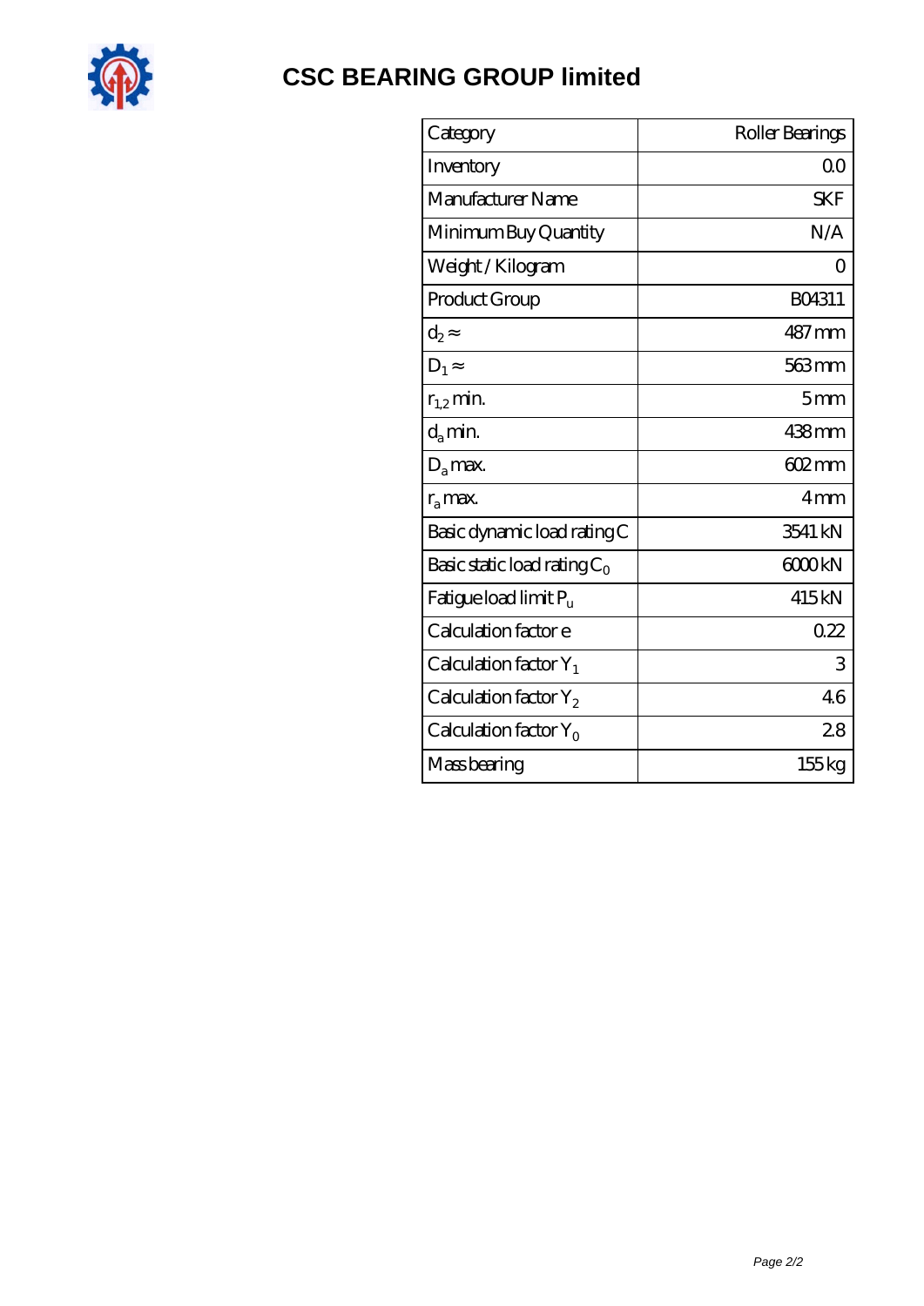# CSC BEARING GROUP limited

| | |
|---|---|
| Category | Roller Bearings |
| Inventory | 0.0 |
| Manufacturer Name | SKF |
| Minimum Buy Quantity | N/A |
| Weight / Kilogram | 0 |
| Product Group | B04311 |
| $d_2 \approx$ | 487 mm |
| $D_1 \approx$ | 563 mm |
| $r_{1,2}$ min. | 5 mm |
| $d_a$ min. | 438 mm |
| $D_a$ max. | 602 mm |
| $r_a$ max. | 4 mm |
| Basic dynamic load rating C | 3541 kN |
| Basic static load rating $C_0$ | 6000 kN |
| Fatigue load limit $P_u$ | 415 kN |
| Calculation factor e | 0.22 |
| Calculation factor $Y_1$ | 3 |
| Calculation factor $Y_2$ | 4.6 |
| Calculation factor $Y_0$ | 2.8 |
| Mass bearing | 155 kg |